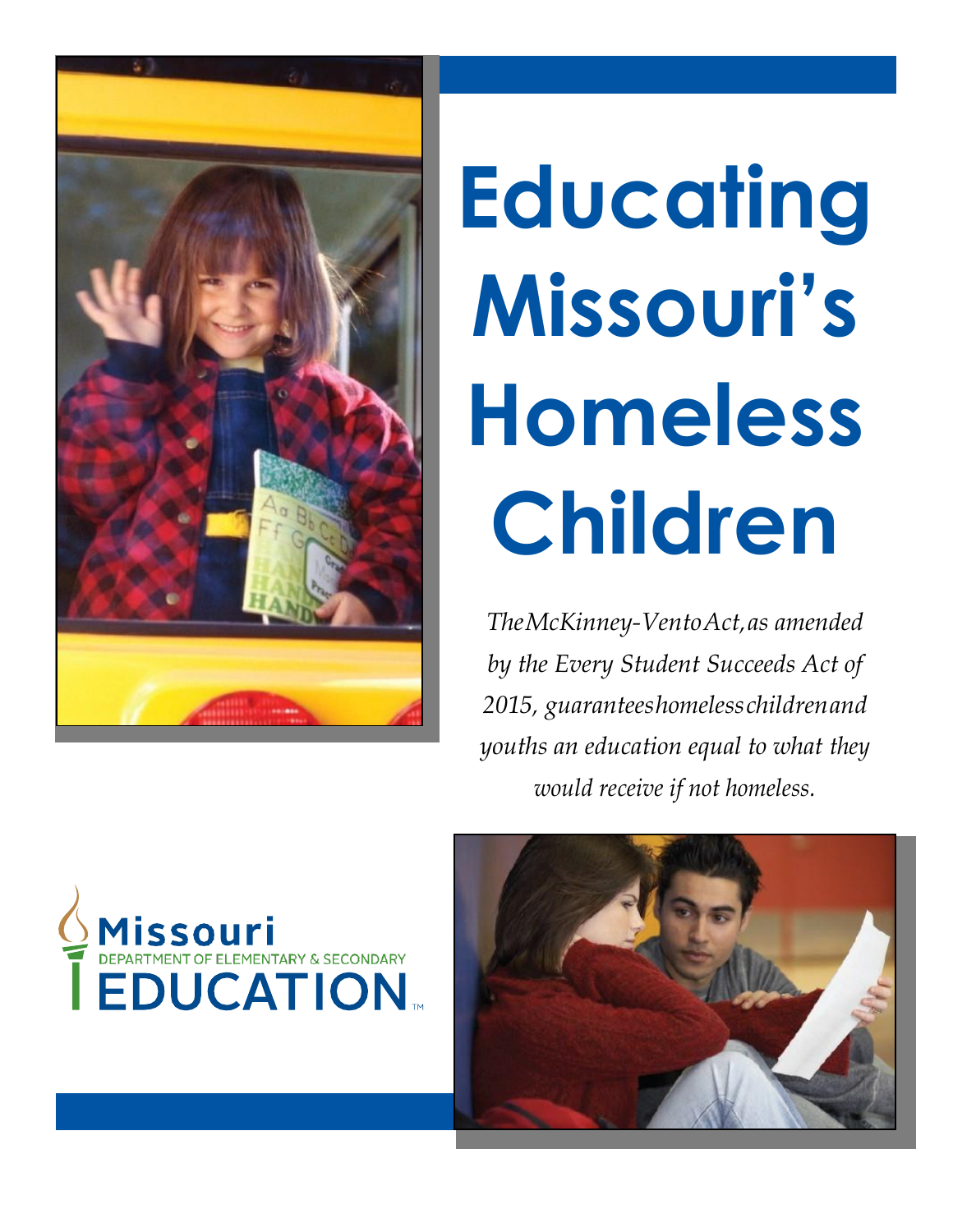# Educating Missouri's Homeless Children

*The McKinney-Vento Act, as amended by the Every Student Succeeds Act of 2015, guarantees homeless children and youths an education equal to what they would receive if not homeless.*

Missouri Department of Elementary & Secondary Education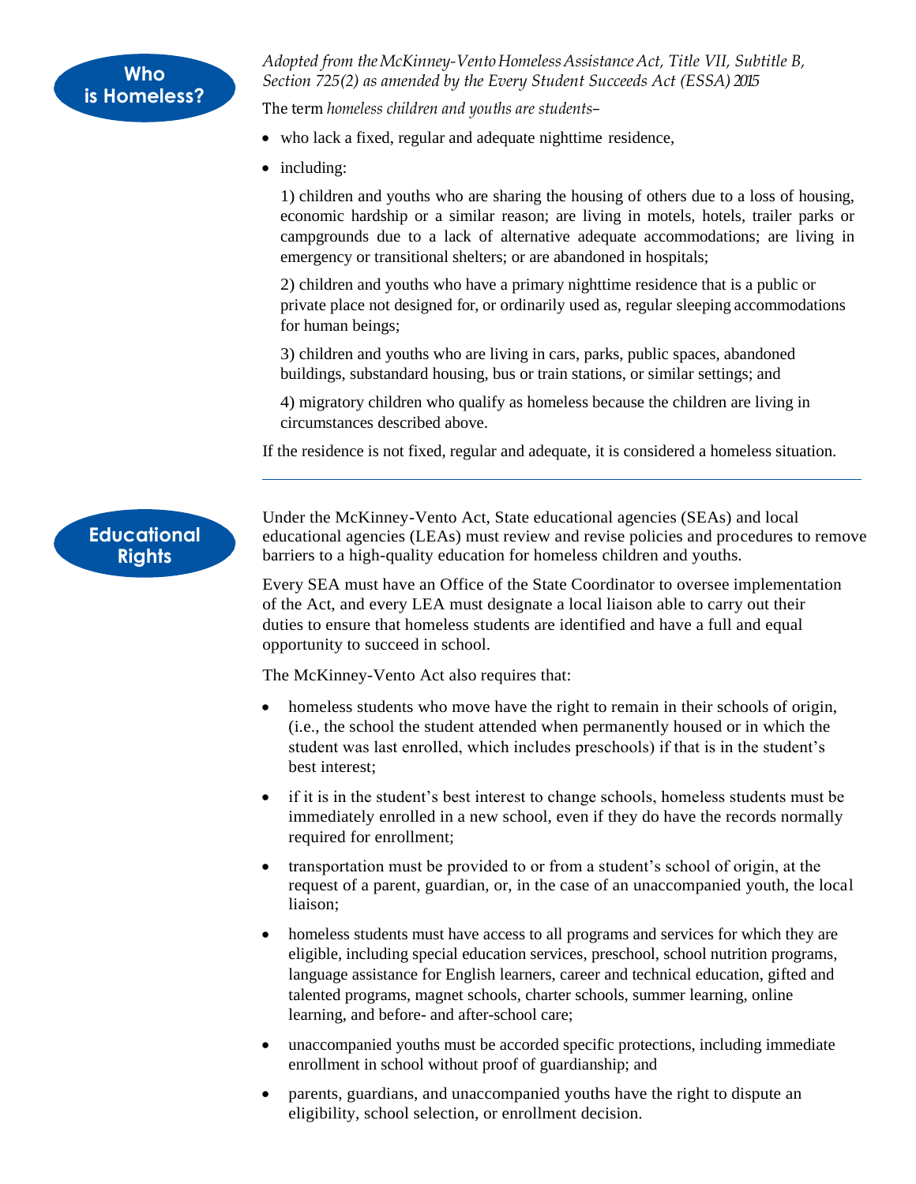## Who is Homeless?

*Adopted from the McKinney-Vento Homeless Assistance Act, Title VII, Subtitle B, Section 725(2) as amended by the Every Student Succeeds Act (ESSA) 2015*

The term *homeless children and youths are students–*

- who lack a fixed, regular and adequate nighttime residence,
- including:

  1) children and youths who are sharing the housing of others due to a loss of housing, economic hardship or a similar reason; are living in motels, hotels, trailer parks or campgrounds due to a lack of alternative adequate accommodations; are living in emergency or transitional shelters; or are abandoned in hospitals;

  2) children and youths who have a primary nighttime residence that is a public or private place not designed for, or ordinarily used as, regular sleeping accommodations for human beings;

  3) children and youths who are living in cars, parks, public spaces, abandoned buildings, substandard housing, bus or train stations, or similar settings; and

  4) migratory children who qualify as homeless because the children are living in circumstances described above.

If the residence is not fixed, regular and adequate, it is considered a homeless situation.

---

## Educational Rights

Under the McKinney-Vento Act, State educational agencies (SEAs) and local educational agencies (LEAs) must review and revise policies and procedures to remove barriers to a high-quality education for homeless children and youths.

Every SEA must have an Office of the State Coordinator to oversee implementation of the Act, and every LEA must designate a local liaison able to carry out their duties to ensure that homeless students are identified and have a full and equal opportunity to succeed in school.

The McKinney-Vento Act also requires that:

- homeless students who move have the right to remain in their schools of origin, (i.e., the school the student attended when permanently housed or in which the student was last enrolled, which includes preschools) if that is in the student's best interest;
- if it is in the student's best interest to change schools, homeless students must be immediately enrolled in a new school, even if they do have the records normally required for enrollment;
- transportation must be provided to or from a student's school of origin, at the request of a parent, guardian, or, in the case of an unaccompanied youth, the local liaison;
- homeless students must have access to all programs and services for which they are eligible, including special education services, preschool, school nutrition programs, language assistance for English learners, career and technical education, gifted and talented programs, magnet schools, charter schools, summer learning, online learning, and before- and after-school care;
- unaccompanied youths must be accorded specific protections, including immediate enrollment in school without proof of guardianship; and
- parents, guardians, and unaccompanied youths have the right to dispute an eligibility, school selection, or enrollment decision.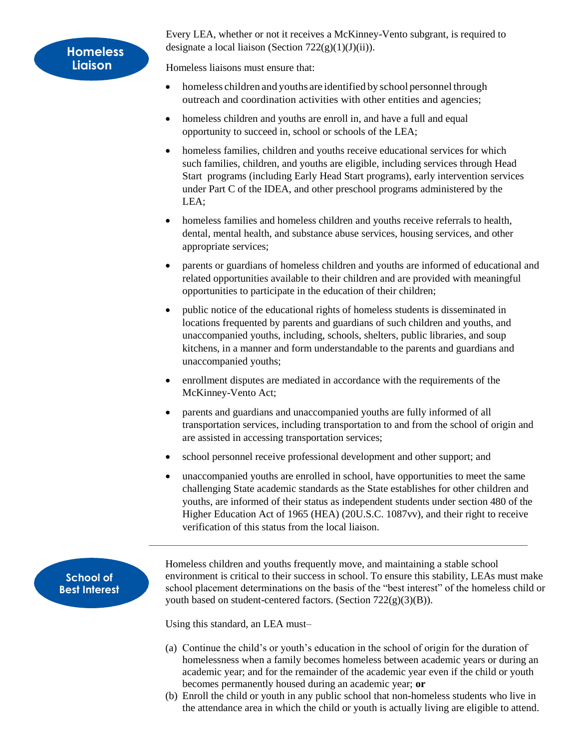## Homeless Liaison

Every LEA, whether or not it receives a McKinney-Vento subgrant, is required to designate a local liaison (Section 722(g)(1)(J)(ii)).

Homeless liaisons must ensure that:

- homeless children and youths are identified by school personnel through outreach and coordination activities with other entities and agencies;
- homeless children and youths are enroll in, and have a full and equal opportunity to succeed in, school or schools of the LEA;
- homeless families, children and youths receive educational services for which such families, children, and youths are eligible, including services through Head Start programs (including Early Head Start programs), early intervention services under Part C of the IDEA, and other preschool programs administered by the LEA;
- homeless families and homeless children and youths receive referrals to health, dental, mental health, and substance abuse services, housing services, and other appropriate services;
- parents or guardians of homeless children and youths are informed of educational and related opportunities available to their children and are provided with meaningful opportunities to participate in the education of their children;
- public notice of the educational rights of homeless students is disseminated in locations frequented by parents and guardians of such children and youths, and unaccompanied youths, including, schools, shelters, public libraries, and soup kitchens, in a manner and form understandable to the parents and guardians and unaccompanied youths;
- enrollment disputes are mediated in accordance with the requirements of the McKinney-Vento Act;
- parents and guardians and unaccompanied youths are fully informed of all transportation services, including transportation to and from the school of origin and are assisted in accessing transportation services;
- school personnel receive professional development and other support; and
- unaccompanied youths are enrolled in school, have opportunities to meet the same challenging State academic standards as the State establishes for other children and youths, are informed of their status as independent students under section 480 of the Higher Education Act of 1965 (HEA) (20U.S.C. 1087vv), and their right to receive verification of this status from the local liaison.

---

## School of Best Interest

Homeless children and youths frequently move, and maintaining a stable school environment is critical to their success in school. To ensure this stability, LEAs must make school placement determinations on the basis of the "best interest" of the homeless child or youth based on student-centered factors. (Section 722(g)(3)(B)).

Using this standard, an LEA must–

(a) Continue the child's or youth's education in the school of origin for the duration of homelessness when a family becomes homeless between academic years or during an academic year; and for the remainder of the academic year even if the child or youth becomes permanently housed during an academic year; **or**

(b) Enroll the child or youth in any public school that non-homeless students who live in the attendance area in which the child or youth is actually living are eligible to attend.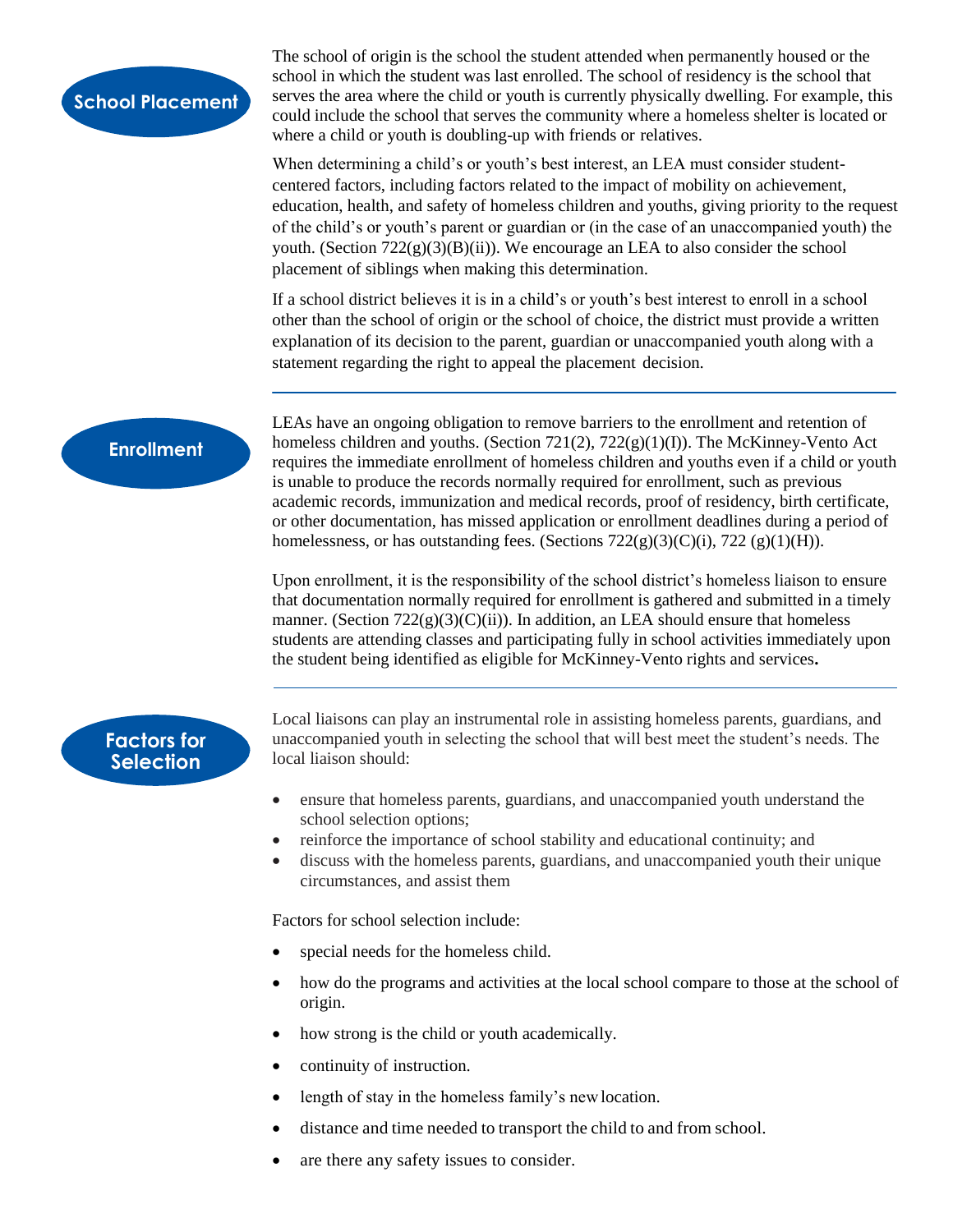## School Placement

The school of origin is the school the student attended when permanently housed or the school in which the student was last enrolled. The school of residency is the school that serves the area where the child or youth is currently physically dwelling. For example, this could include the school that serves the community where a homeless shelter is located or where a child or youth is doubling-up with friends or relatives.

When determining a child's or youth's best interest, an LEA must consider student-centered factors, including factors related to the impact of mobility on achievement, education, health, and safety of homeless children and youths, giving priority to the request of the child's or youth's parent or guardian or (in the case of an unaccompanied youth) the youth. (Section 722(g)(3)(B)(ii)). We encourage an LEA to also consider the school placement of siblings when making this determination.

If a school district believes it is in a child's or youth's best interest to enroll in a school other than the school of origin or the school of choice, the district must provide a written explanation of its decision to the parent, guardian or unaccompanied youth along with a statement regarding the right to appeal the placement decision.

---

## Enrollment

LEAs have an ongoing obligation to remove barriers to the enrollment and retention of homeless children and youths. (Section 721(2), 722(g)(1)(I)). The McKinney-Vento Act requires the immediate enrollment of homeless children and youths even if a child or youth is unable to produce the records normally required for enrollment, such as previous academic records, immunization and medical records, proof of residency, birth certificate, or other documentation, has missed application or enrollment deadlines during a period of homelessness, or has outstanding fees. (Sections 722(g)(3)(C)(i), 722 (g)(1)(H)).

Upon enrollment, it is the responsibility of the school district's homeless liaison to ensure that documentation normally required for enrollment is gathered and submitted in a timely manner. (Section 722(g)(3)(C)(ii)). In addition, an LEA should ensure that homeless students are attending classes and participating fully in school activities immediately upon the student being identified as eligible for McKinney-Vento rights and services**.**

---

## Factors for Selection

Local liaisons can play an instrumental role in assisting homeless parents, guardians, and unaccompanied youth in selecting the school that will best meet the student's needs. The local liaison should:

- ensure that homeless parents, guardians, and unaccompanied youth understand the school selection options;
- reinforce the importance of school stability and educational continuity; and
- discuss with the homeless parents, guardians, and unaccompanied youth their unique circumstances, and assist them

Factors for school selection include:

- special needs for the homeless child.
- how do the programs and activities at the local school compare to those at the school of origin.
- how strong is the child or youth academically.
- continuity of instruction.
- length of stay in the homeless family's new location.
- distance and time needed to transport the child to and from school.
- are there any safety issues to consider.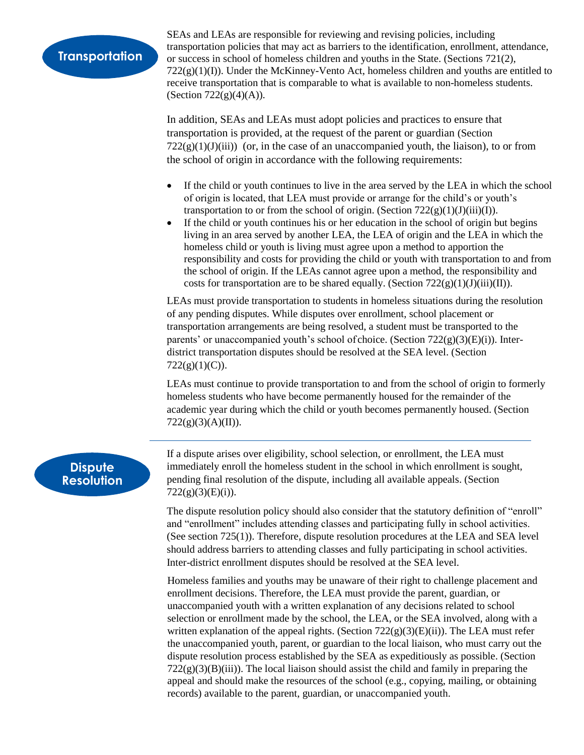## Transportation

SEAs and LEAs are responsible for reviewing and revising policies, including transportation policies that may act as barriers to the identification, enrollment, attendance, or success in school of homeless children and youths in the State. (Sections 721(2), 722(g)(1)(I)). Under the McKinney-Vento Act, homeless children and youths are entitled to receive transportation that is comparable to what is available to non-homeless students. (Section 722(g)(4)(A)).

In addition, SEAs and LEAs must adopt policies and practices to ensure that transportation is provided, at the request of the parent or guardian (Section 722(g)(1)(J)(iii)) (or, in the case of an unaccompanied youth, the liaison), to or from the school of origin in accordance with the following requirements:

- If the child or youth continues to live in the area served by the LEA in which the school of origin is located, that LEA must provide or arrange for the child's or youth's transportation to or from the school of origin. (Section 722(g)(1)(J)(iii)(I)).
- If the child or youth continues his or her education in the school of origin but begins living in an area served by another LEA, the LEA of origin and the LEA in which the homeless child or youth is living must agree upon a method to apportion the responsibility and costs for providing the child or youth with transportation to and from the school of origin. If the LEAs cannot agree upon a method, the responsibility and costs for transportation are to be shared equally. (Section 722(g)(1)(J)(iii)(II)).

LEAs must provide transportation to students in homeless situations during the resolution of any pending disputes. While disputes over enrollment, school placement or transportation arrangements are being resolved, a student must be transported to the parents' or unaccompanied youth's school of choice. (Section 722(g)(3)(E)(i)). Inter-district transportation disputes should be resolved at the SEA level. (Section 722(g)(1)(C)).

LEAs must continue to provide transportation to and from the school of origin to formerly homeless students who have become permanently housed for the remainder of the academic year during which the child or youth becomes permanently housed. (Section 722(g)(3)(A)(II)).

---

## Dispute Resolution

If a dispute arises over eligibility, school selection, or enrollment, the LEA must immediately enroll the homeless student in the school in which enrollment is sought, pending final resolution of the dispute, including all available appeals. (Section 722(g)(3)(E)(i)).

The dispute resolution policy should also consider that the statutory definition of "enroll" and "enrollment" includes attending classes and participating fully in school activities. (See section 725(1)). Therefore, dispute resolution procedures at the LEA and SEA level should address barriers to attending classes and fully participating in school activities. Inter-district enrollment disputes should be resolved at the SEA level.

Homeless families and youths may be unaware of their right to challenge placement and enrollment decisions. Therefore, the LEA must provide the parent, guardian, or unaccompanied youth with a written explanation of any decisions related to school selection or enrollment made by the school, the LEA, or the SEA involved, along with a written explanation of the appeal rights. (Section 722(g)(3)(E)(ii)). The LEA must refer the unaccompanied youth, parent, or guardian to the local liaison, who must carry out the dispute resolution process established by the SEA as expeditiously as possible. (Section 722(g)(3)(B)(iii)). The local liaison should assist the child and family in preparing the appeal and should make the resources of the school (e.g., copying, mailing, or obtaining records) available to the parent, guardian, or unaccompanied youth.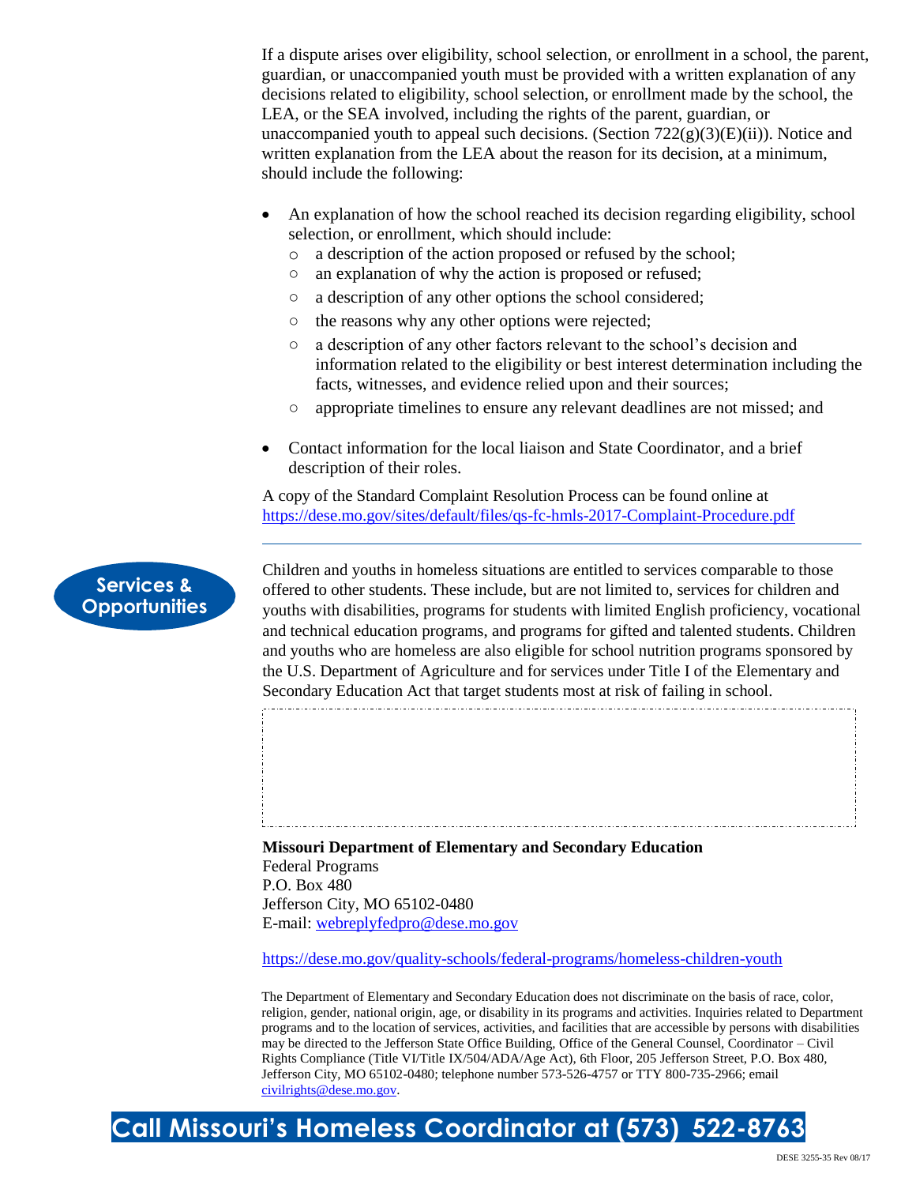If a dispute arises over eligibility, school selection, or enrollment in a school, the parent, guardian, or unaccompanied youth must be provided with a written explanation of any decisions related to eligibility, school selection, or enrollment made by the school, the LEA, or the SEA involved, including the rights of the parent, guardian, or unaccompanied youth to appeal such decisions. (Section 722(g)(3)(E)(ii)). Notice and written explanation from the LEA about the reason for its decision, at a minimum, should include the following:

- An explanation of how the school reached its decision regarding eligibility, school selection, or enrollment, which should include:
  - a description of the action proposed or refused by the school;
  - an explanation of why the action is proposed or refused;
  - a description of any other options the school considered;
  - the reasons why any other options were rejected;
  - a description of any other factors relevant to the school's decision and information related to the eligibility or best interest determination including the facts, witnesses, and evidence relied upon and their sources;
  - appropriate timelines to ensure any relevant deadlines are not missed; and
- Contact information for the local liaison and State Coordinator, and a brief description of their roles.

A copy of the Standard Complaint Resolution Process can be found online at https://dese.mo.gov/sites/default/files/qs-fc-hmls-2017-Complaint-Procedure.pdf

## Services & Opportunities

Children and youths in homeless situations are entitled to services comparable to those offered to other students. These include, but are not limited to, services for children and youths with disabilities, programs for students with limited English proficiency, vocational and technical education programs, and programs for gifted and talented students. Children and youths who are homeless are also eligible for school nutrition programs sponsored by the U.S. Department of Agriculture and for services under Title I of the Elementary and Secondary Education Act that target students most at risk of failing in school.

**Missouri Department of Elementary and Secondary Education**
Federal Programs
P.O. Box 480
Jefferson City, MO 65102-0480
E-mail: webreplyfedpro@dese.mo.gov

https://dese.mo.gov/quality-schools/federal-programs/homeless-children-youth

The Department of Elementary and Secondary Education does not discriminate on the basis of race, color, religion, gender, national origin, age, or disability in its programs and activities. Inquiries related to Department programs and to the location of services, activities, and facilities that are accessible by persons with disabilities may be directed to the Jefferson State Office Building, Office of the General Counsel, Coordinator – Civil Rights Compliance (Title VI/Title IX/504/ADA/Age Act), 6th Floor, 205 Jefferson Street, P.O. Box 480, Jefferson City, MO 65102-0480; telephone number 573-526-4757 or TTY 800-735-2966; email civilrights@dese.mo.gov.

## Call Missouri's Homeless Coordinator at (573) 522-8763

DESE 3255-35 Rev 08/17